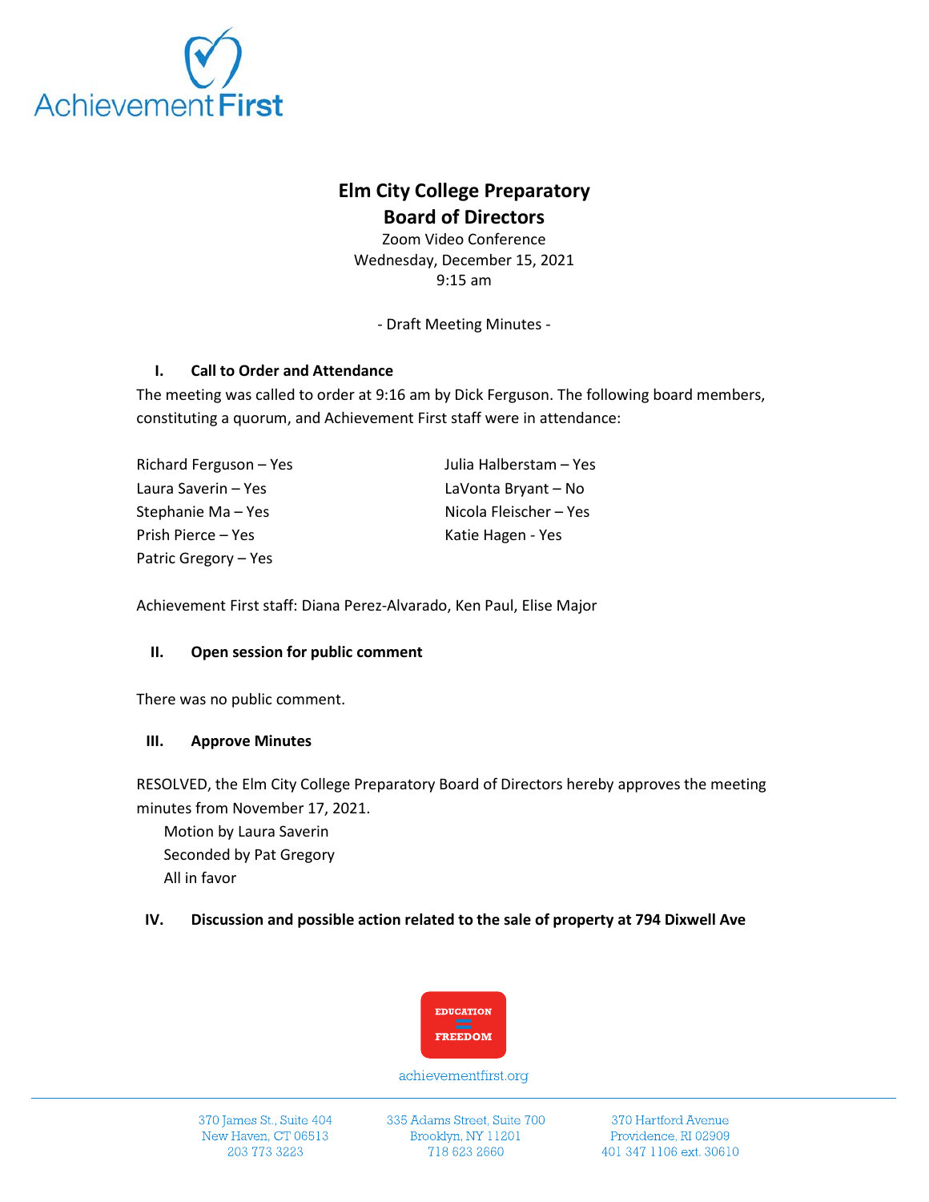# Elm City College Preparatory
## Board of Directors

Zoom Video Conference
Wednesday, December 15, 2021
9:15 am

- Draft Meeting Minutes -

### I. Call to Order and Attendance

The meeting was called to order at 9:16 am by Dick Ferguson. The following board members, constituting a quorum, and Achievement First staff were in attendance:

Richard Ferguson – Yes
Laura Saverin – Yes
Stephanie Ma – Yes
Prish Pierce – Yes
Patric Gregory – Yes
Julia Halberstam – Yes
LaVonta Bryant – No
Nicola Fleischer – Yes
Katie Hagen - Yes

Achievement First staff: Diana Perez-Alvarado, Ken Paul, Elise Major

### II. Open session for public comment

There was no public comment.

### III. Approve Minutes

RESOLVED, the Elm City College Preparatory Board of Directors hereby approves the meeting minutes from November 17, 2021.

Motion by Laura Saverin
Seconded by Pat Gregory
All in favor

### IV. Discussion and possible action related to the sale of property at 794 Dixwell Ave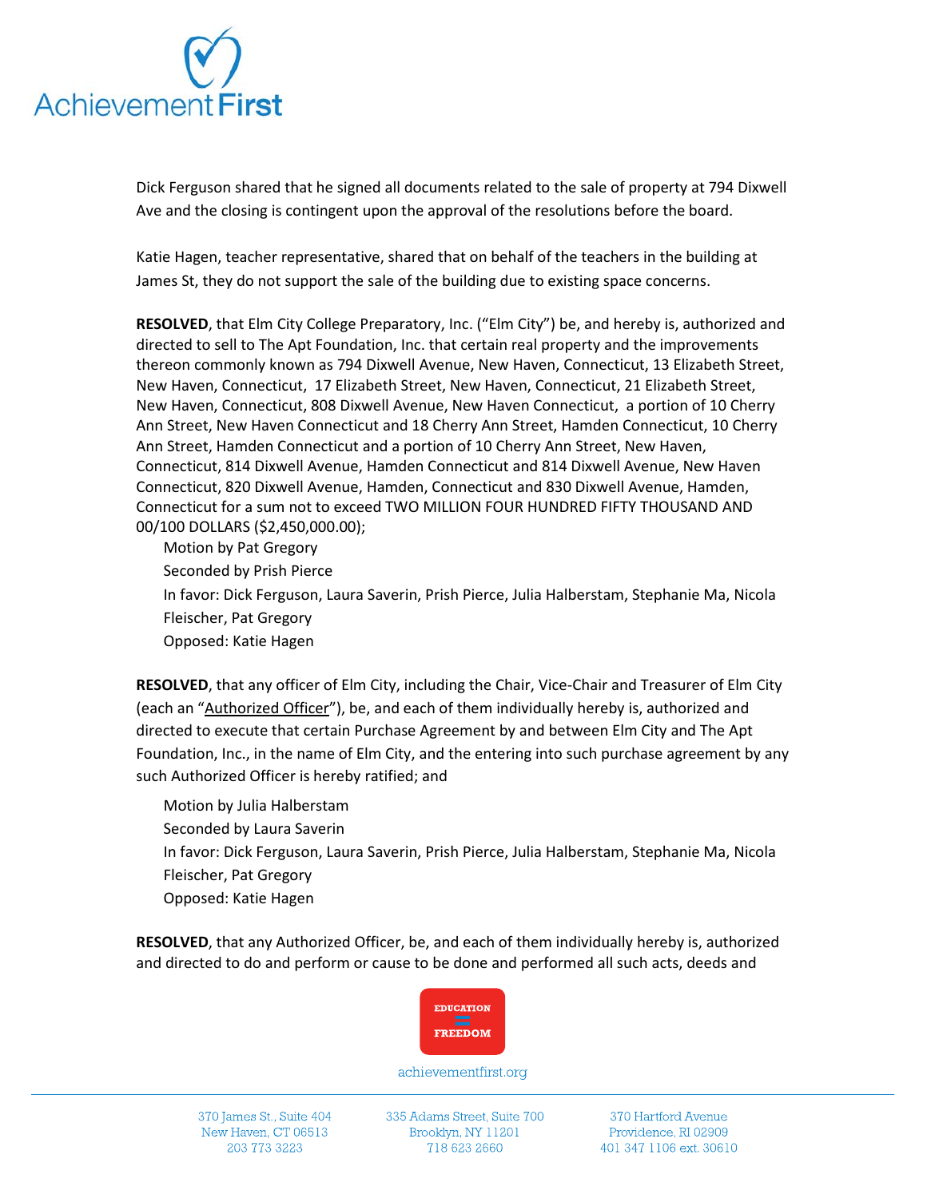Dick Ferguson shared that he signed all documents related to the sale of property at 794 Dixwell Ave and the closing is contingent upon the approval of the resolutions before the board.

Katie Hagen, teacher representative, shared that on behalf of the teachers in the building at James St, they do not support the sale of the building due to existing space concerns.

**RESOLVED**, that Elm City College Preparatory, Inc. ("Elm City") be, and hereby is, authorized and directed to sell to The Apt Foundation, Inc. that certain real property and the improvements thereon commonly known as 794 Dixwell Avenue, New Haven, Connecticut, 13 Elizabeth Street, New Haven, Connecticut, 17 Elizabeth Street, New Haven, Connecticut, 21 Elizabeth Street, New Haven, Connecticut, 808 Dixwell Avenue, New Haven Connecticut, a portion of 10 Cherry Ann Street, New Haven Connecticut and 18 Cherry Ann Street, Hamden Connecticut, 10 Cherry Ann Street, Hamden Connecticut and a portion of 10 Cherry Ann Street, New Haven, Connecticut, 814 Dixwell Avenue, Hamden Connecticut and 814 Dixwell Avenue, New Haven Connecticut, 820 Dixwell Avenue, Hamden, Connecticut and 830 Dixwell Avenue, Hamden, Connecticut for a sum not to exceed TWO MILLION FOUR HUNDRED FIFTY THOUSAND AND 00/100 DOLLARS ($2,450,000.00);

Motion by Pat Gregory
Seconded by Prish Pierce
In favor: Dick Ferguson, Laura Saverin, Prish Pierce, Julia Halberstam, Stephanie Ma, Nicola Fleischer, Pat Gregory
Opposed: Katie Hagen

**RESOLVED**, that any officer of Elm City, including the Chair, Vice-Chair and Treasurer of Elm City (each an "Authorized Officer"), be, and each of them individually hereby is, authorized and directed to execute that certain Purchase Agreement by and between Elm City and The Apt Foundation, Inc., in the name of Elm City, and the entering into such purchase agreement by any such Authorized Officer is hereby ratified; and

Motion by Julia Halberstam
Seconded by Laura Saverin
In favor: Dick Ferguson, Laura Saverin, Prish Pierce, Julia Halberstam, Stephanie Ma, Nicola Fleischer, Pat Gregory
Opposed: Katie Hagen

**RESOLVED**, that any Authorized Officer, be, and each of them individually hereby is, authorized and directed to do and perform or cause to be done and performed all such acts, deeds and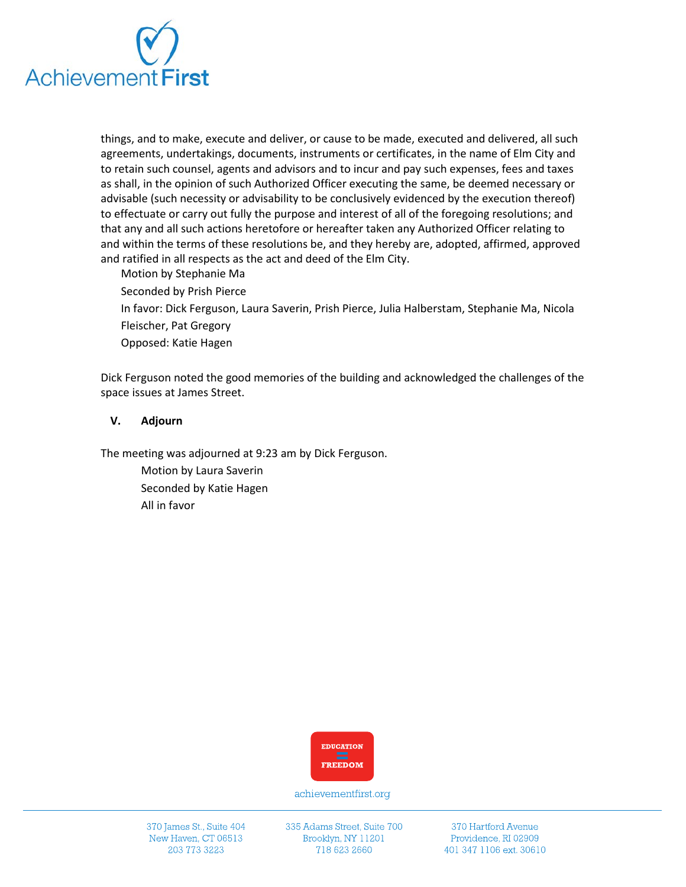things, and to make, execute and deliver, or cause to be made, executed and delivered, all such agreements, undertakings, documents, instruments or certificates, in the name of Elm City and to retain such counsel, agents and advisors and to incur and pay such expenses, fees and taxes as shall, in the opinion of such Authorized Officer executing the same, be deemed necessary or advisable (such necessity or advisability to be conclusively evidenced by the execution thereof) to effectuate or carry out fully the purpose and interest of all of the foregoing resolutions; and that any and all such actions heretofore or hereafter taken any Authorized Officer relating to and within the terms of these resolutions be, and they hereby are, adopted, affirmed, approved and ratified in all respects as the act and deed of the Elm City.

Motion by Stephanie Ma
Seconded by Prish Pierce
In favor: Dick Ferguson, Laura Saverin, Prish Pierce, Julia Halberstam, Stephanie Ma, Nicola Fleischer, Pat Gregory
Opposed: Katie Hagen

Dick Ferguson noted the good memories of the building and acknowledged the challenges of the space issues at James Street.

## V. Adjourn

The meeting was adjourned at 9:23 am by Dick Ferguson.

Motion by Laura Saverin
Seconded by Katie Hagen
All in favor